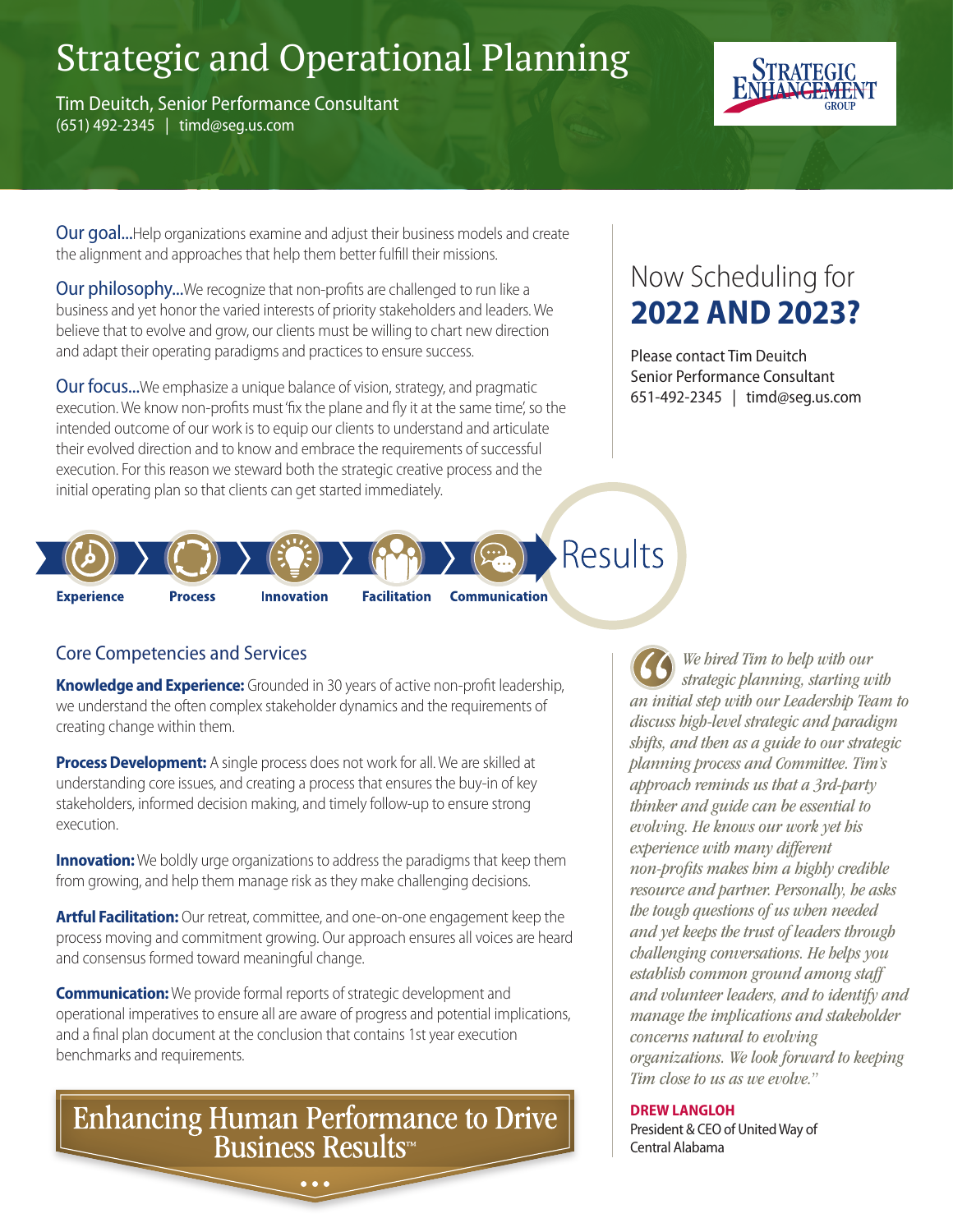# Strategic and Operational Planning

Tim Deuitch, Senior Performance Consultant
(651) 492-2345 | timd@seg.us.com

STRATEGIC ENHANCEMENT GROUP

**Our goal...** Help organizations examine and adjust their business models and create the alignment and approaches that help them better fulfill their missions.

**Our philosophy...** We recognize that non-profits are challenged to run like a business and yet honor the varied interests of priority stakeholders and leaders. We believe that to evolve and grow, our clients must be willing to chart new direction and adapt their operating paradigms and practices to ensure success.

**Our focus...** We emphasize a unique balance of vision, strategy, and pragmatic execution. We know non-profits must 'fix the plane and fly it at the same time', so the intended outcome of our work is to equip our clients to understand and articulate their evolved direction and to know and embrace the requirements of successful execution. For this reason we steward both the strategic creative process and the initial operating plan so that clients can get started immediately.

## Now Scheduling for **2022 AND 2023?**

Please contact Tim Deuitch
Senior Performance Consultant
651-492-2345 | timd@seg.us.com

**Experience** › **Process** › **Innovation** › **Facilitation** › **Communication** › Results

## Core Competencies and Services

**Knowledge and Experience:** Grounded in 30 years of active non-profit leadership, we understand the often complex stakeholder dynamics and the requirements of creating change within them.

**Process Development:** A single process does not work for all. We are skilled at understanding core issues, and creating a process that ensures the buy-in of key stakeholders, informed decision making, and timely follow-up to ensure strong execution.

**Innovation:** We boldly urge organizations to address the paradigms that keep them from growing, and help them manage risk as they make challenging decisions.

**Artful Facilitation:** Our retreat, committee, and one-on-one engagement keep the process moving and commitment growing. Our approach ensures all voices are heard and consensus formed toward meaningful change.

**Communication:** We provide formal reports of strategic development and operational imperatives to ensure all are aware of progress and potential implications, and a final plan document at the conclusion that contains 1st year execution benchmarks and requirements.

*"We hired Tim to help with our strategic planning, starting with an initial step with our Leadership Team to discuss high-level strategic and paradigm shifts, and then as a guide to our strategic planning process and Committee. Tim's approach reminds us that a 3rd-party thinker and guide can be essential to evolving. He knows our work yet his experience with many different non-profits makes him a highly credible resource and partner. Personally, he asks the tough questions of us when needed and yet keeps the trust of leaders through challenging conversations. He helps you establish common ground among staff and volunteer leaders, and to identify and manage the implications and stakeholder concerns natural to evolving organizations. We look forward to keeping Tim close to us as we evolve."*

**DREW LANGLOH**
President & CEO of United Way of Central Alabama

Enhancing Human Performance to Drive Business Results™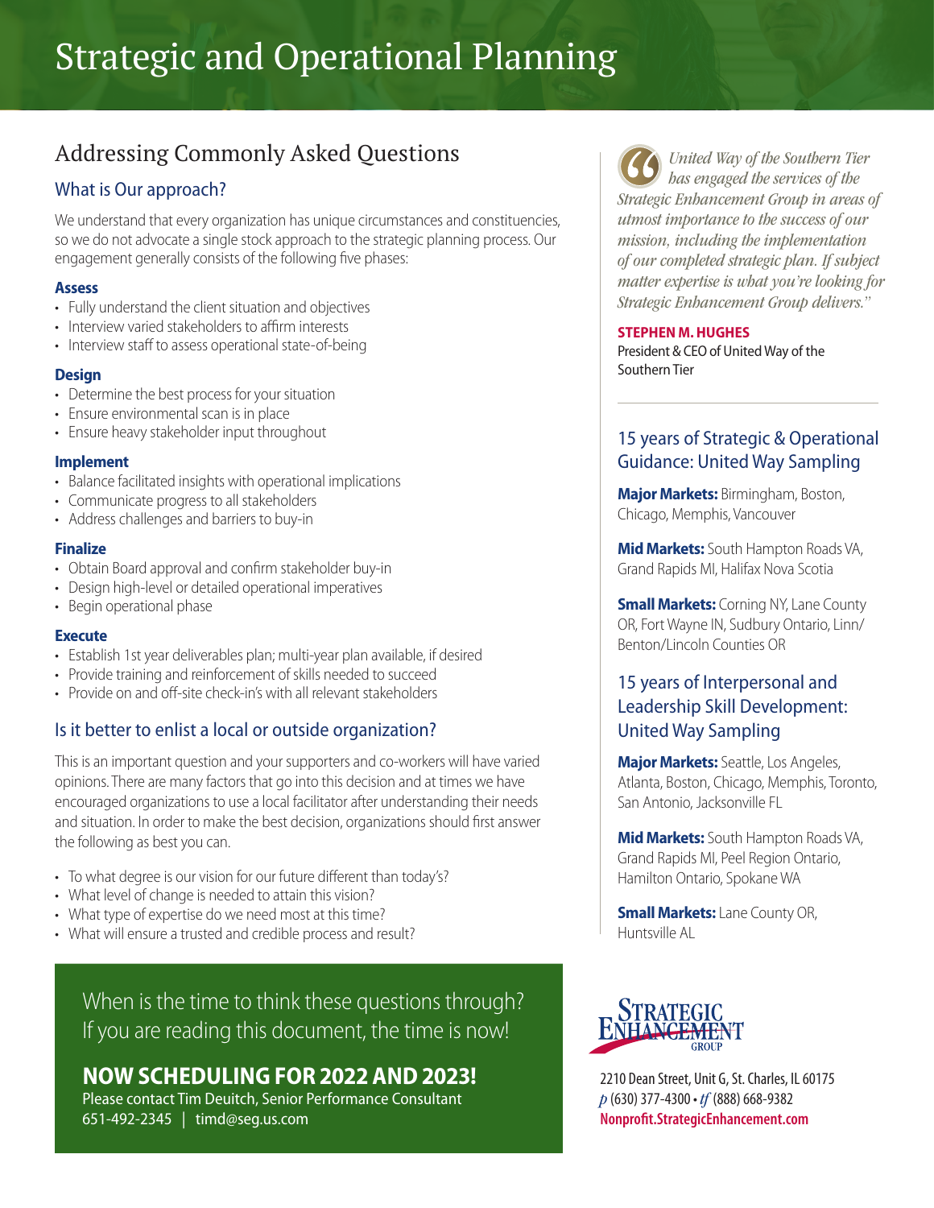# Strategic and Operational Planning

## Addressing Commonly Asked Questions

### What is Our approach?

We understand that every organization has unique circumstances and constituencies, so we do not advocate a single stock approach to the strategic planning process. Our engagement generally consists of the following five phases:

**Assess**

- Fully understand the client situation and objectives
- Interview varied stakeholders to affirm interests
- Interview staff to assess operational state-of-being

**Design**

- Determine the best process for your situation
- Ensure environmental scan is in place
- Ensure heavy stakeholder input throughout

**Implement**

- Balance facilitated insights with operational implications
- Communicate progress to all stakeholders
- Address challenges and barriers to buy-in

**Finalize**

- Obtain Board approval and confirm stakeholder buy-in
- Design high-level or detailed operational imperatives
- Begin operational phase

**Execute**

- Establish 1st year deliverables plan; multi-year plan available, if desired
- Provide training and reinforcement of skills needed to succeed
- Provide on and off-site check-in's with all relevant stakeholders

### Is it better to enlist a local or outside organization?

This is an important question and your supporters and co-workers will have varied opinions. There are many factors that go into this decision and at times we have encouraged organizations to use a local facilitator after understanding their needs and situation. In order to make the best decision, organizations should first answer the following as best you can.

- To what degree is our vision for our future different than today's?
- What level of change is needed to attain this vision?
- What type of expertise do we need most at this time?
- What will ensure a trusted and credible process and result?

When is the time to think these questions through? If you are reading this document, the time is now!

**NOW SCHEDULING FOR 2022 AND 2023!**

Please contact Tim Deuitch, Senior Performance Consultant
651-492-2345 | timd@seg.us.com

*"United Way of the Southern Tier has engaged the services of the Strategic Enhancement Group in areas of utmost importance to the success of our mission, including the implementation of our completed strategic plan. If subject matter expertise is what you're looking for Strategic Enhancement Group delivers."*

**STEPHEN M. HUGHES**
President & CEO of United Way of the Southern Tier

### 15 years of Strategic & Operational Guidance: United Way Sampling

**Major Markets:** Birmingham, Boston, Chicago, Memphis, Vancouver

**Mid Markets:** South Hampton Roads VA, Grand Rapids MI, Halifax Nova Scotia

**Small Markets:** Corning NY, Lane County OR, Fort Wayne IN, Sudbury Ontario, Linn/Benton/Lincoln Counties OR

### 15 years of Interpersonal and Leadership Skill Development: United Way Sampling

**Major Markets:** Seattle, Los Angeles, Atlanta, Boston, Chicago, Memphis, Toronto, San Antonio, Jacksonville FL

**Mid Markets:** South Hampton Roads VA, Grand Rapids MI, Peel Region Ontario, Hamilton Ontario, Spokane WA

**Small Markets:** Lane County OR, Huntsville AL

STRATEGIC ENHANCEMENT GROUP

2210 Dean Street, Unit G, St. Charles, IL 60175
*p* (630) 377-4300 • *tf* (888) 668-9382
**Nonprofit.StrategicEnhancement.com**